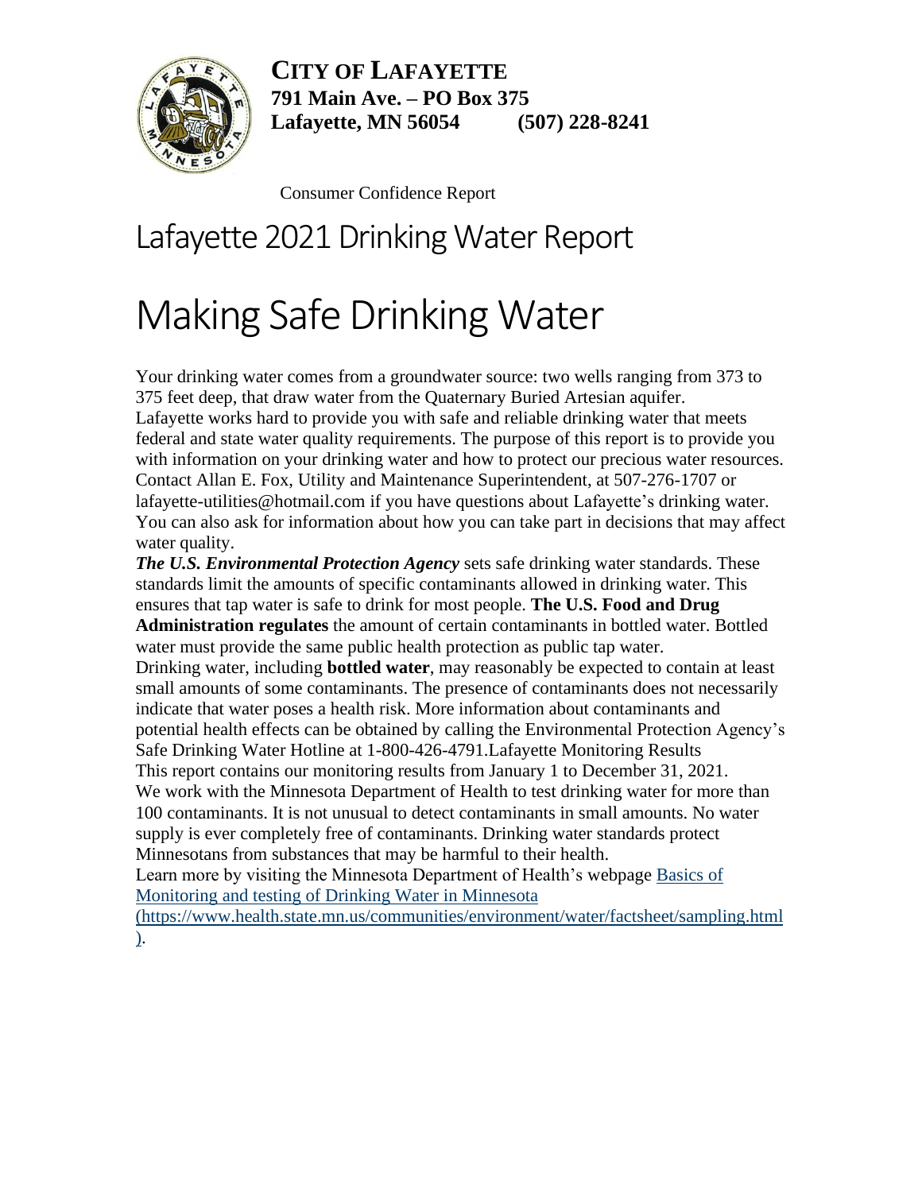**CITY OF LAFAYETTE**
**791 Main Ave. – PO Box 375**
**Lafayette, MN 56054 (507) 228-8241**

Consumer Confidence Report

# Lafayette 2021 Drinking Water Report

# Making Safe Drinking Water

Your drinking water comes from a groundwater source: two wells ranging from 373 to 375 feet deep, that draw water from the Quaternary Buried Artesian aquifer.

Lafayette works hard to provide you with safe and reliable drinking water that meets federal and state water quality requirements. The purpose of this report is to provide you with information on your drinking water and how to protect our precious water resources.

Contact Allan E. Fox, Utility and Maintenance Superintendent, at 507-276-1707 or lafayette-utilities@hotmail.com if you have questions about Lafayette's drinking water. You can also ask for information about how you can take part in decisions that may affect water quality.

***The U.S. Environmental Protection Agency*** sets safe drinking water standards. These standards limit the amounts of specific contaminants allowed in drinking water. This ensures that tap water is safe to drink for most people. **The U.S. Food and Drug Administration regulates** the amount of certain contaminants in bottled water. Bottled water must provide the same public health protection as public tap water.

Drinking water, including **bottled water**, may reasonably be expected to contain at least small amounts of some contaminants. The presence of contaminants does not necessarily indicate that water poses a health risk. More information about contaminants and potential health effects can be obtained by calling the Environmental Protection Agency's Safe Drinking Water Hotline at 1-800-426-4791.Lafayette Monitoring Results

This report contains our monitoring results from January 1 to December 31, 2021.

We work with the Minnesota Department of Health to test drinking water for more than 100 contaminants. It is not unusual to detect contaminants in small amounts. No water supply is ever completely free of contaminants. Drinking water standards protect Minnesotans from substances that may be harmful to their health.

Learn more by visiting the Minnesota Department of Health's webpage [Basics of Monitoring and testing of Drinking Water in Minnesota (https://www.health.state.mn.us/communities/environment/water/factsheet/sampling.html)](https://www.health.state.mn.us/communities/environment/water/factsheet/sampling.html).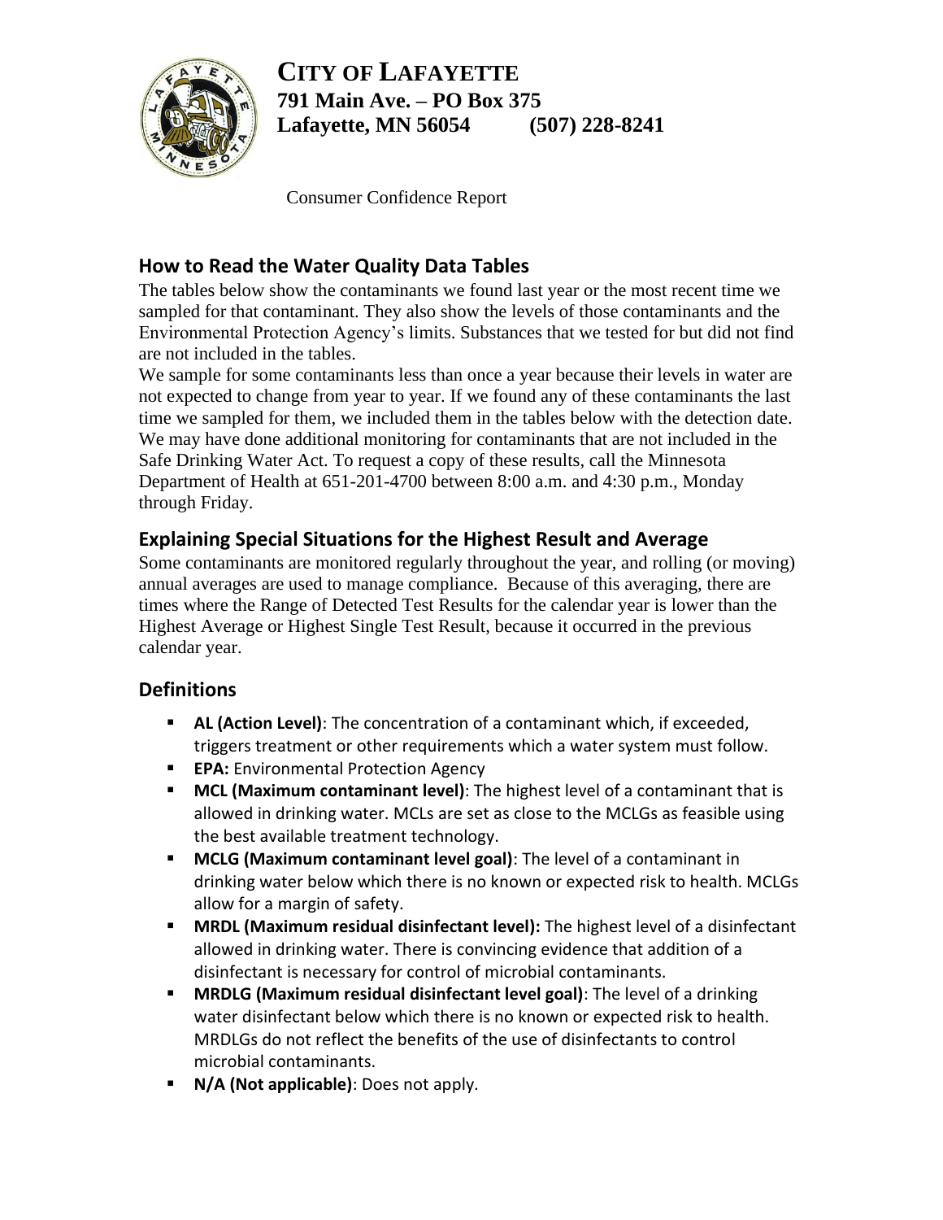# CITY OF LAFAYETTE

**791 Main Ave. – PO Box 375**
**Lafayette, MN 56054 (507) 228-8241**

Consumer Confidence Report

## How to Read the Water Quality Data Tables

The tables below show the contaminants we found last year or the most recent time we sampled for that contaminant. They also show the levels of those contaminants and the Environmental Protection Agency's limits. Substances that we tested for but did not find are not included in the tables.

We sample for some contaminants less than once a year because their levels in water are not expected to change from year to year. If we found any of these contaminants the last time we sampled for them, we included them in the tables below with the detection date.

We may have done additional monitoring for contaminants that are not included in the Safe Drinking Water Act. To request a copy of these results, call the Minnesota Department of Health at 651-201-4700 between 8:00 a.m. and 4:30 p.m., Monday through Friday.

## Explaining Special Situations for the Highest Result and Average

Some contaminants are monitored regularly throughout the year, and rolling (or moving) annual averages are used to manage compliance. Because of this averaging, there are times where the Range of Detected Test Results for the calendar year is lower than the Highest Average or Highest Single Test Result, because it occurred in the previous calendar year.

## Definitions

- **AL (Action Level)**: The concentration of a contaminant which, if exceeded, triggers treatment or other requirements which a water system must follow.
- **EPA:** Environmental Protection Agency
- **MCL (Maximum contaminant level)**: The highest level of a contaminant that is allowed in drinking water. MCLs are set as close to the MCLGs as feasible using the best available treatment technology.
- **MCLG (Maximum contaminant level goal)**: The level of a contaminant in drinking water below which there is no known or expected risk to health. MCLGs allow for a margin of safety.
- **MRDL (Maximum residual disinfectant level):** The highest level of a disinfectant allowed in drinking water. There is convincing evidence that addition of a disinfectant is necessary for control of microbial contaminants.
- **MRDLG (Maximum residual disinfectant level goal)**: The level of a drinking water disinfectant below which there is no known or expected risk to health. MRDLGs do not reflect the benefits of the use of disinfectants to control microbial contaminants.
- **N/A (Not applicable)**: Does not apply.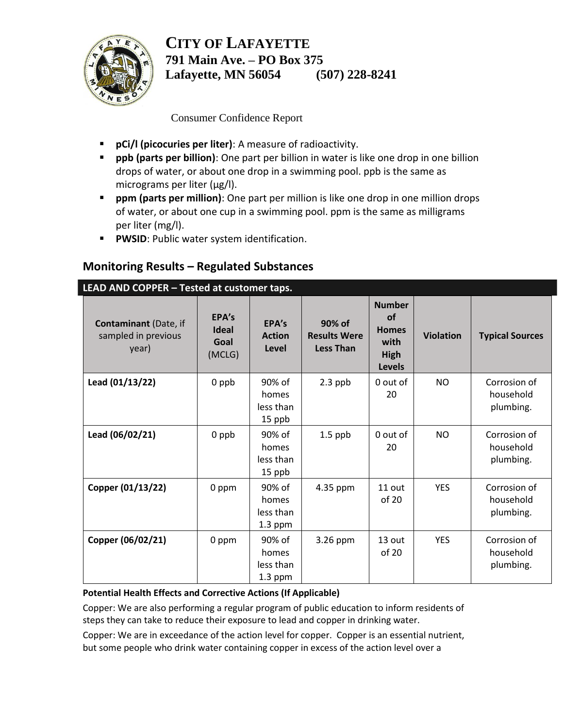# CITY OF LAFAYETTE

**791 Main Ave. – PO Box 375**
**Lafayette, MN 56054 (507) 228-8241**

Consumer Confidence Report

- **pCi/l (picocuries per liter)**: A measure of radioactivity.
- **ppb (parts per billion)**: One part per billion in water is like one drop in one billion drops of water, or about one drop in a swimming pool. ppb is the same as micrograms per liter (μg/l).
- **ppm (parts per million)**: One part per million is like one drop in one million drops of water, or about one cup in a swimming pool. ppm is the same as milligrams per liter (mg/l).
- **PWSID**: Public water system identification.

## Monitoring Results – Regulated Substances

**LEAD AND COPPER – Tested at customer taps.**

| **Contaminant** (Date, if sampled in previous year) | **EPA's Ideal Goal** (MCLG) | **EPA's Action Level** | **90% of Results Were Less Than** | **Number of Homes with High Levels** | **Violation** | **Typical Sources** |
|---|---|---|---|---|---|---|
| **Lead (01/13/22)** | 0 ppb | 90% of homes less than 15 ppb | 2.3 ppb | 0 out of 20 | NO | Corrosion of household plumbing. |
| **Lead (06/02/21)** | 0 ppb | 90% of homes less than 15 ppb | 1.5 ppb | 0 out of 20 | NO | Corrosion of household plumbing. |
| **Copper (01/13/22)** | 0 ppm | 90% of homes less than 1.3 ppm | 4.35 ppm | 11 out of 20 | YES | Corrosion of household plumbing. |
| **Copper (06/02/21)** | 0 ppm | 90% of homes less than 1.3 ppm | 3.26 ppm | 13 out of 20 | YES | Corrosion of household plumbing. |

**Potential Health Effects and Corrective Actions (If Applicable)**

Copper: We are also performing a regular program of public education to inform residents of steps they can take to reduce their exposure to lead and copper in drinking water.

Copper: We are in exceedance of the action level for copper. Copper is an essential nutrient, but some people who drink water containing copper in excess of the action level over a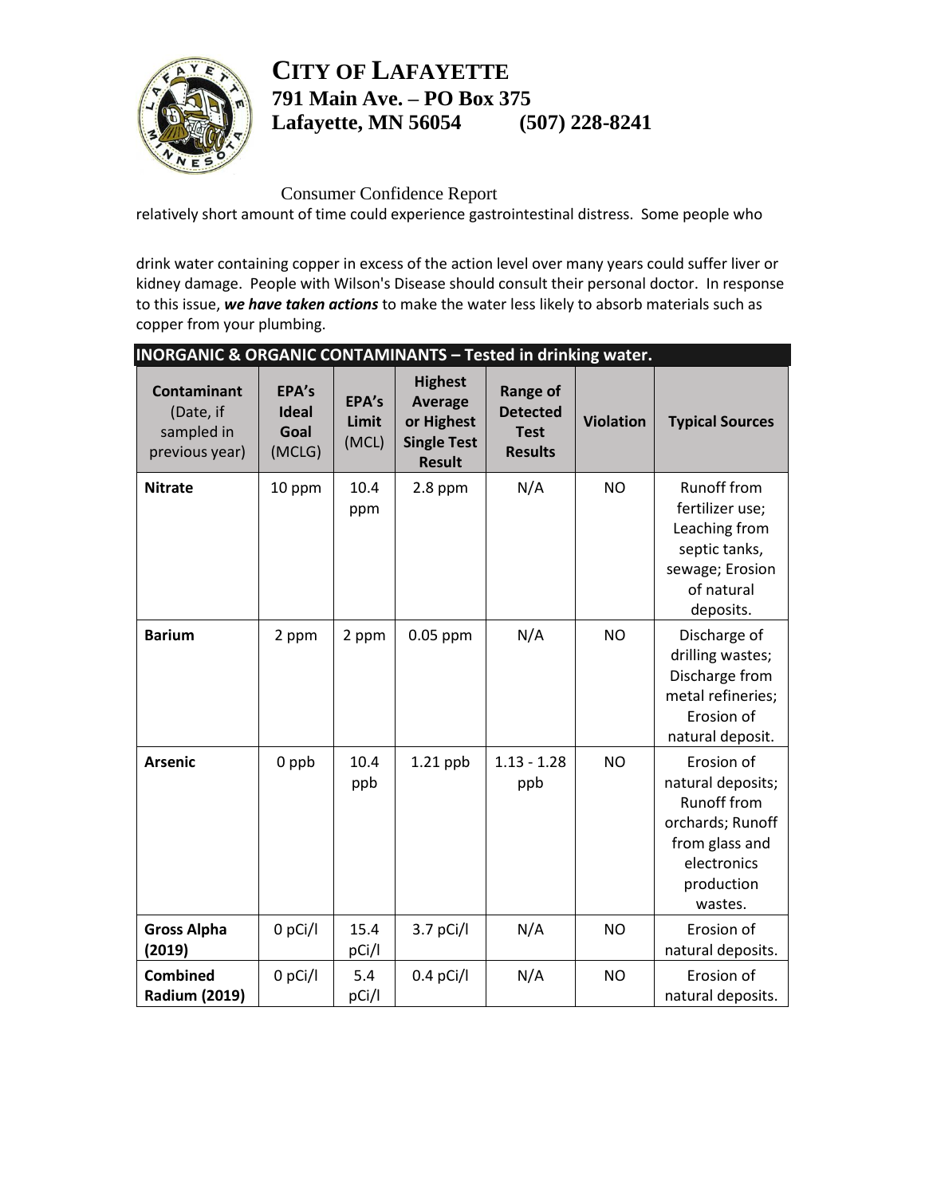# CITY OF LAFAYETTE

**791 Main Ave. – PO Box 375**
**Lafayette, MN 56054 (507) 228-8241**

Consumer Confidence Report

relatively short amount of time could experience gastrointestinal distress. Some people who

drink water containing copper in excess of the action level over many years could suffer liver or kidney damage. People with Wilson's Disease should consult their personal doctor. In response to this issue, ***we have taken actions*** to make the water less likely to absorb materials such as copper from your plumbing.

**INORGANIC & ORGANIC CONTAMINANTS – Tested in drinking water.**

| **Contaminant** (Date, if sampled in previous year) | **EPA's Ideal Goal** (MCLG) | **EPA's Limit** (MCL) | **Highest Average or Highest Single Test Result** | **Range of Detected Test Results** | **Violation** | **Typical Sources** |
|---|---|---|---|---|---|---|
| **Nitrate** | 10 ppm | 10.4 ppm | 2.8 ppm | N/A | NO | Runoff from fertilizer use; Leaching from septic tanks, sewage; Erosion of natural deposits. |
| **Barium** | 2 ppm | 2 ppm | 0.05 ppm | N/A | NO | Discharge of drilling wastes; Discharge from metal refineries; Erosion of natural deposit. |
| **Arsenic** | 0 ppb | 10.4 ppb | 1.21 ppb | 1.13 - 1.28 ppb | NO | Erosion of natural deposits; Runoff from orchards; Runoff from glass and electronics production wastes. |
| **Gross Alpha (2019)** | 0 pCi/l | 15.4 pCi/l | 3.7 pCi/l | N/A | NO | Erosion of natural deposits. |
| **Combined Radium (2019)** | 0 pCi/l | 5.4 pCi/l | 0.4 pCi/l | N/A | NO | Erosion of natural deposits. |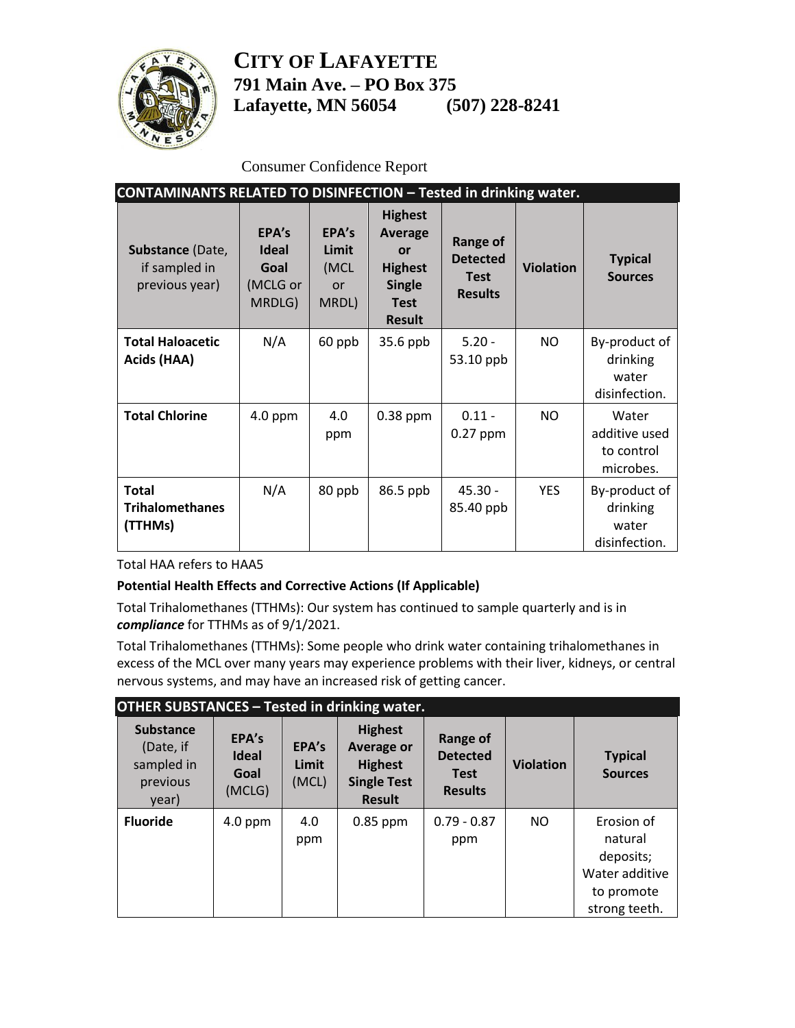# CITY OF LAFAYETTE

**791 Main Ave. – PO Box 375**
**Lafayette, MN 56054 (507) 228-8241**

Consumer Confidence Report

**CONTAMINANTS RELATED TO DISINFECTION – Tested in drinking water.**

| **Substance** (Date, if sampled in previous year) | **EPA's Ideal Goal** (MCLG or MRDLG) | **EPA's Limit** (MCL or MRDL) | **Highest Average or Highest Single Test Result** | **Range of Detected Test Results** | **Violation** | **Typical Sources** |
|---|---|---|---|---|---|---|
| **Total Haloacetic Acids (HAA)** | N/A | 60 ppb | 35.6 ppb | 5.20 - 53.10 ppb | NO | By-product of drinking water disinfection. |
| **Total Chlorine** | 4.0 ppm | 4.0 ppm | 0.38 ppm | 0.11 - 0.27 ppm | NO | Water additive used to control microbes. |
| **Total Trihalomethanes (TTHMs)** | N/A | 80 ppb | 86.5 ppb | 45.30 - 85.40 ppb | YES | By-product of drinking water disinfection. |

Total HAA refers to HAA5

**Potential Health Effects and Corrective Actions (If Applicable)**

Total Trihalomethanes (TTHMs): Our system has continued to sample quarterly and is in ***compliance*** for TTHMs as of 9/1/2021.

Total Trihalomethanes (TTHMs): Some people who drink water containing trihalomethanes in excess of the MCL over many years may experience problems with their liver, kidneys, or central nervous systems, and may have an increased risk of getting cancer.

**OTHER SUBSTANCES – Tested in drinking water.**

| **Substance** (Date, if sampled in previous year) | **EPA's Ideal Goal** (MCLG) | **EPA's Limit** (MCL) | **Highest Average or Highest Single Test Result** | **Range of Detected Test Results** | **Violation** | **Typical Sources** |
|---|---|---|---|---|---|---|
| **Fluoride** | 4.0 ppm | 4.0 ppm | 0.85 ppm | 0.79 - 0.87 ppm | NO | Erosion of natural deposits; Water additive to promote strong teeth. |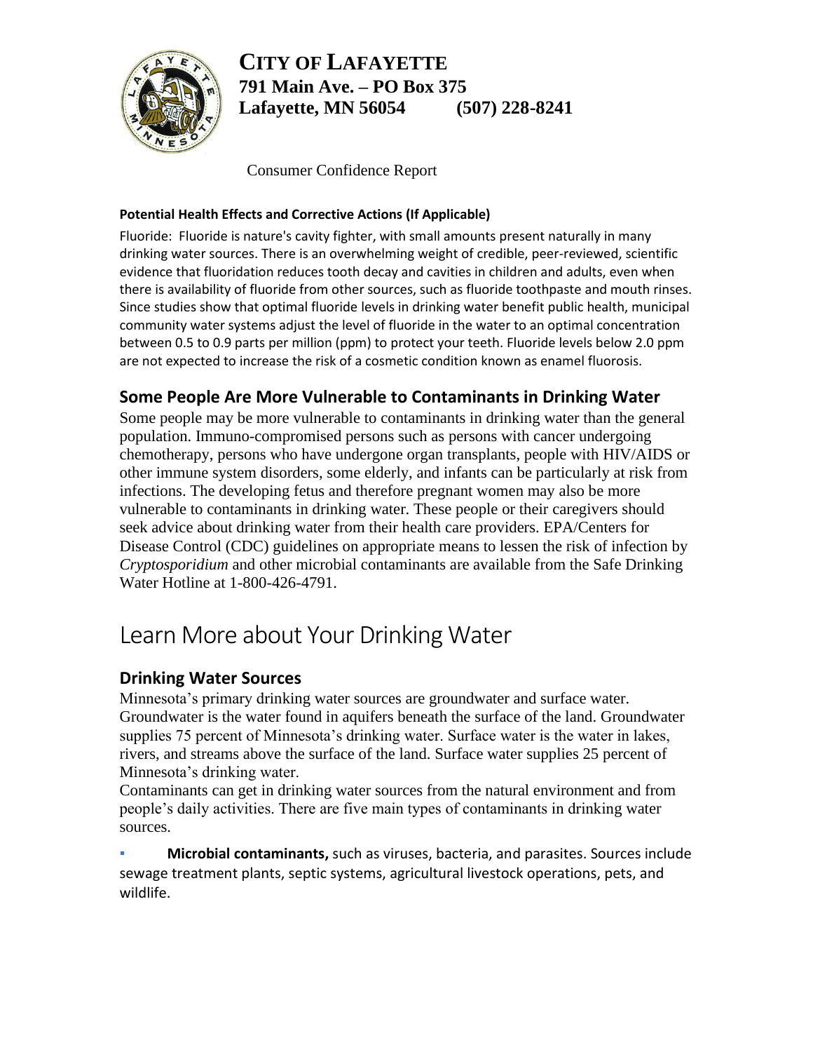# CITY OF LAFAYETTE

**791 Main Ave. – PO Box 375**
**Lafayette, MN 56054 (507) 228-8241**

Consumer Confidence Report

**Potential Health Effects and Corrective Actions (If Applicable)**

Fluoride: Fluoride is nature's cavity fighter, with small amounts present naturally in many drinking water sources. There is an overwhelming weight of credible, peer-reviewed, scientific evidence that fluoridation reduces tooth decay and cavities in children and adults, even when there is availability of fluoride from other sources, such as fluoride toothpaste and mouth rinses. Since studies show that optimal fluoride levels in drinking water benefit public health, municipal community water systems adjust the level of fluoride in the water to an optimal concentration between 0.5 to 0.9 parts per million (ppm) to protect your teeth. Fluoride levels below 2.0 ppm are not expected to increase the risk of a cosmetic condition known as enamel fluorosis.

### Some People Are More Vulnerable to Contaminants in Drinking Water

Some people may be more vulnerable to contaminants in drinking water than the general population. Immuno-compromised persons such as persons with cancer undergoing chemotherapy, persons who have undergone organ transplants, people with HIV/AIDS or other immune system disorders, some elderly, and infants can be particularly at risk from infections. The developing fetus and therefore pregnant women may also be more vulnerable to contaminants in drinking water. These people or their caregivers should seek advice about drinking water from their health care providers. EPA/Centers for Disease Control (CDC) guidelines on appropriate means to lessen the risk of infection by *Cryptosporidium* and other microbial contaminants are available from the Safe Drinking Water Hotline at 1-800-426-4791.

## Learn More about Your Drinking Water

### Drinking Water Sources

Minnesota's primary drinking water sources are groundwater and surface water. Groundwater is the water found in aquifers beneath the surface of the land. Groundwater supplies 75 percent of Minnesota's drinking water. Surface water is the water in lakes, rivers, and streams above the surface of the land. Surface water supplies 25 percent of Minnesota's drinking water.

Contaminants can get in drinking water sources from the natural environment and from people's daily activities. There are five main types of contaminants in drinking water sources.

- **Microbial contaminants,** such as viruses, bacteria, and parasites. Sources include sewage treatment plants, septic systems, agricultural livestock operations, pets, and wildlife.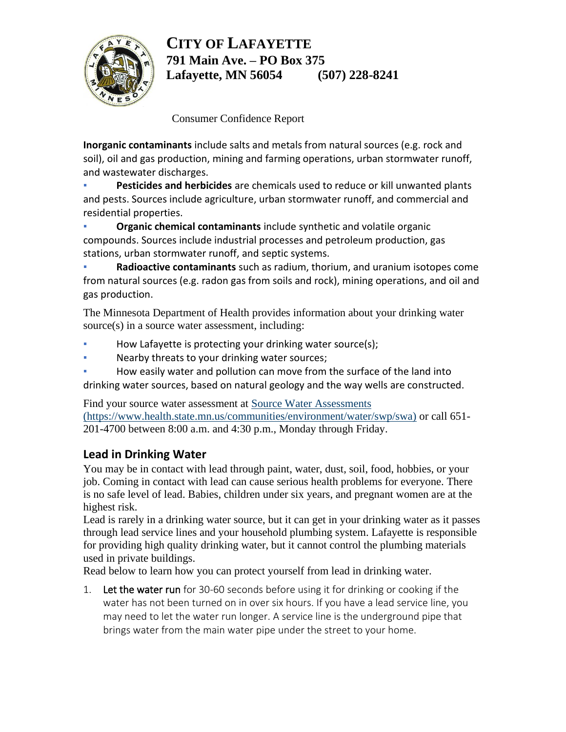# CITY OF LAFAYETTE

**791 Main Ave. – PO Box 375**
**Lafayette, MN 56054 (507) 228-8241**

Consumer Confidence Report

**Inorganic contaminants** include salts and metals from natural sources (e.g. rock and soil), oil and gas production, mining and farming operations, urban stormwater runoff, and wastewater discharges.

- **Pesticides and herbicides** are chemicals used to reduce or kill unwanted plants and pests. Sources include agriculture, urban stormwater runoff, and commercial and residential properties.
- **Organic chemical contaminants** include synthetic and volatile organic compounds. Sources include industrial processes and petroleum production, gas stations, urban stormwater runoff, and septic systems.
- **Radioactive contaminants** such as radium, thorium, and uranium isotopes come from natural sources (e.g. radon gas from soils and rock), mining operations, and oil and gas production.

The Minnesota Department of Health provides information about your drinking water source(s) in a source water assessment, including:

- How Lafayette is protecting your drinking water source(s);
- Nearby threats to your drinking water sources;
- How easily water and pollution can move from the surface of the land into drinking water sources, based on natural geology and the way wells are constructed.

Find your source water assessment at [Source Water Assessments (https://www.health.state.mn.us/communities/environment/water/swp/swa)](https://www.health.state.mn.us/communities/environment/water/swp/swa) or call 651-201-4700 between 8:00 a.m. and 4:30 p.m., Monday through Friday.

## Lead in Drinking Water

You may be in contact with lead through paint, water, dust, soil, food, hobbies, or your job. Coming in contact with lead can cause serious health problems for everyone. There is no safe level of lead. Babies, children under six years, and pregnant women are at the highest risk.

Lead is rarely in a drinking water source, but it can get in your drinking water as it passes through lead service lines and your household plumbing system. Lafayette is responsible for providing high quality drinking water, but it cannot control the plumbing materials used in private buildings.

Read below to learn how you can protect yourself from lead in drinking water.

1. Let the water run for 30-60 seconds before using it for drinking or cooking if the water has not been turned on in over six hours. If you have a lead service line, you may need to let the water run longer. A service line is the underground pipe that brings water from the main water pipe under the street to your home.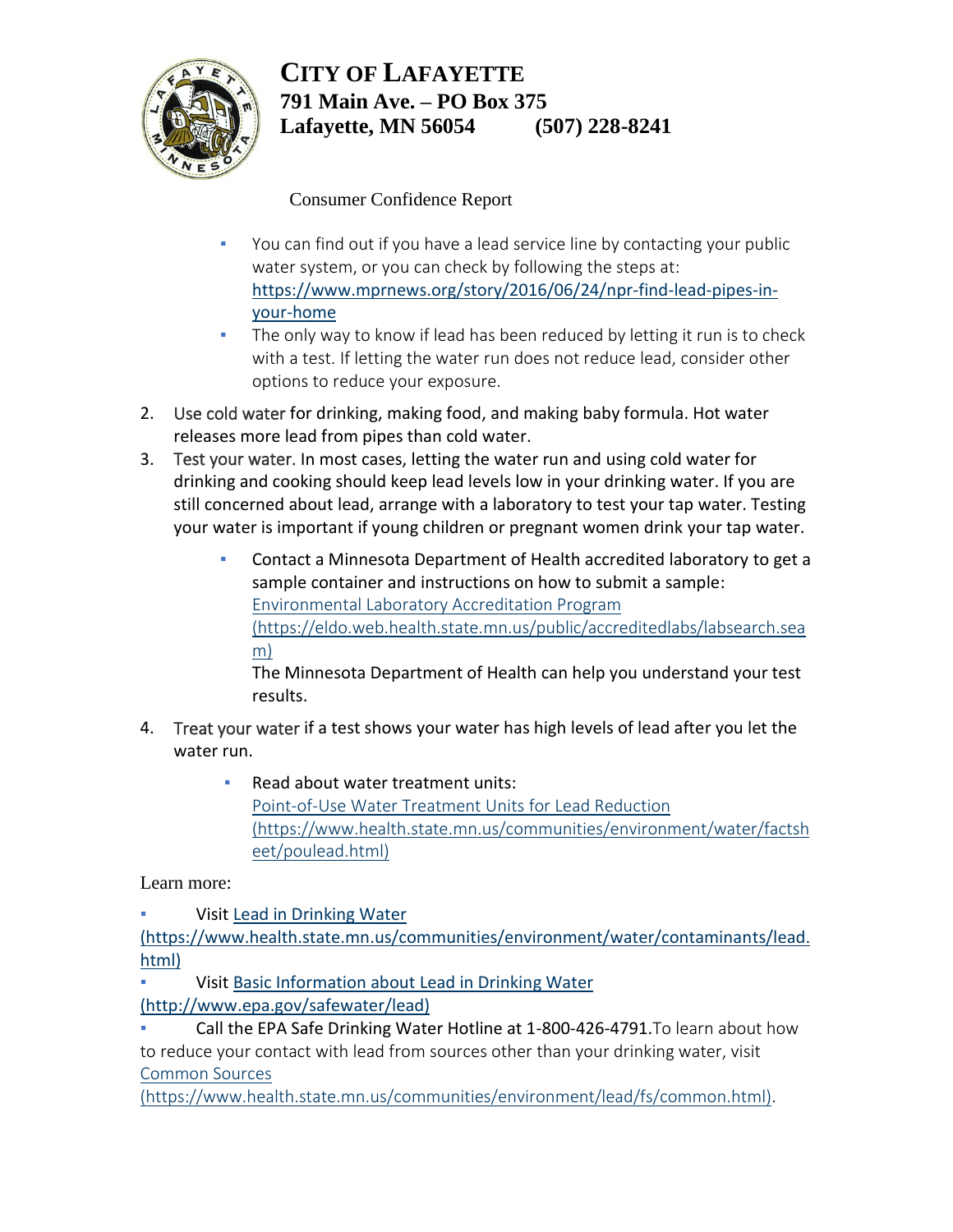# CITY OF LAFAYETTE

**791 Main Ave. – PO Box 375**
**Lafayette, MN 56054 (507) 228-8241**

Consumer Confidence Report

- You can find out if you have a lead service line by contacting your public water system, or you can check by following the steps at: https://www.mprnews.org/story/2016/06/24/npr-find-lead-pipes-in-your-home
- The only way to know if lead has been reduced by letting it run is to check with a test. If letting the water run does not reduce lead, consider other options to reduce your exposure.

2. Use cold water for drinking, making food, and making baby formula. Hot water releases more lead from pipes than cold water.
3. Test your water. In most cases, letting the water run and using cold water for drinking and cooking should keep lead levels low in your drinking water. If you are still concerned about lead, arrange with a laboratory to test your tap water. Testing your water is important if young children or pregnant women drink your tap water.
   - Contact a Minnesota Department of Health accredited laboratory to get a sample container and instructions on how to submit a sample: Environmental Laboratory Accreditation Program (https://eldo.web.health.state.mn.us/public/accreditedlabs/labsearch.seam)
     The Minnesota Department of Health can help you understand your test results.
4. Treat your water if a test shows your water has high levels of lead after you let the water run.
   - Read about water treatment units: Point-of-Use Water Treatment Units for Lead Reduction (https://www.health.state.mn.us/communities/environment/water/factsheet/poulead.html)

Learn more:

- Visit Lead in Drinking Water (https://www.health.state.mn.us/communities/environment/water/contaminants/lead.html)
- Visit Basic Information about Lead in Drinking Water (http://www.epa.gov/safewater/lead)
- Call the EPA Safe Drinking Water Hotline at 1-800-426-4791.To learn about how to reduce your contact with lead from sources other than your drinking water, visit Common Sources (https://www.health.state.mn.us/communities/environment/lead/fs/common.html).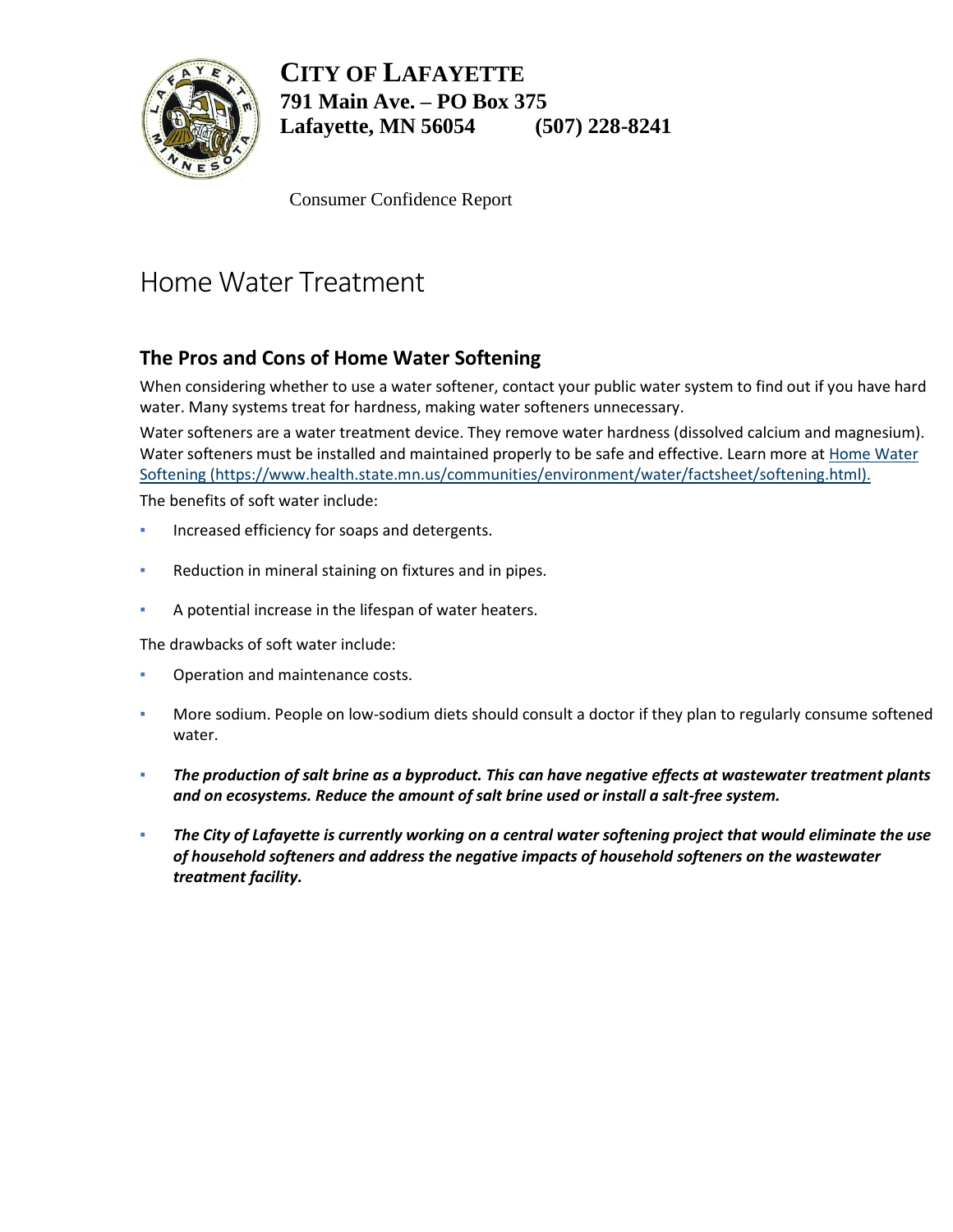**CITY OF LAFAYETTE**
**791 Main Ave. – PO Box 375**
**Lafayette, MN 56054 (507) 228-8241**

Consumer Confidence Report

# Home Water Treatment

## The Pros and Cons of Home Water Softening

When considering whether to use a water softener, contact your public water system to find out if you have hard water. Many systems treat for hardness, making water softeners unnecessary.

Water softeners are a water treatment device. They remove water hardness (dissolved calcium and magnesium). Water softeners must be installed and maintained properly to be safe and effective. Learn more at [Home Water Softening (https://www.health.state.mn.us/communities/environment/water/factsheet/softening.html).](https://www.health.state.mn.us/communities/environment/water/factsheet/softening.html)

The benefits of soft water include:

- Increased efficiency for soaps and detergents.
- Reduction in mineral staining on fixtures and in pipes.
- A potential increase in the lifespan of water heaters.

The drawbacks of soft water include:

- Operation and maintenance costs.
- More sodium. People on low-sodium diets should consult a doctor if they plan to regularly consume softened water.
- ***The production of salt brine as a byproduct. This can have negative effects at wastewater treatment plants and on ecosystems. Reduce the amount of salt brine used or install a salt-free system.***
- ***The City of Lafayette is currently working on a central water softening project that would eliminate the use of household softeners and address the negative impacts of household softeners on the wastewater treatment facility.***